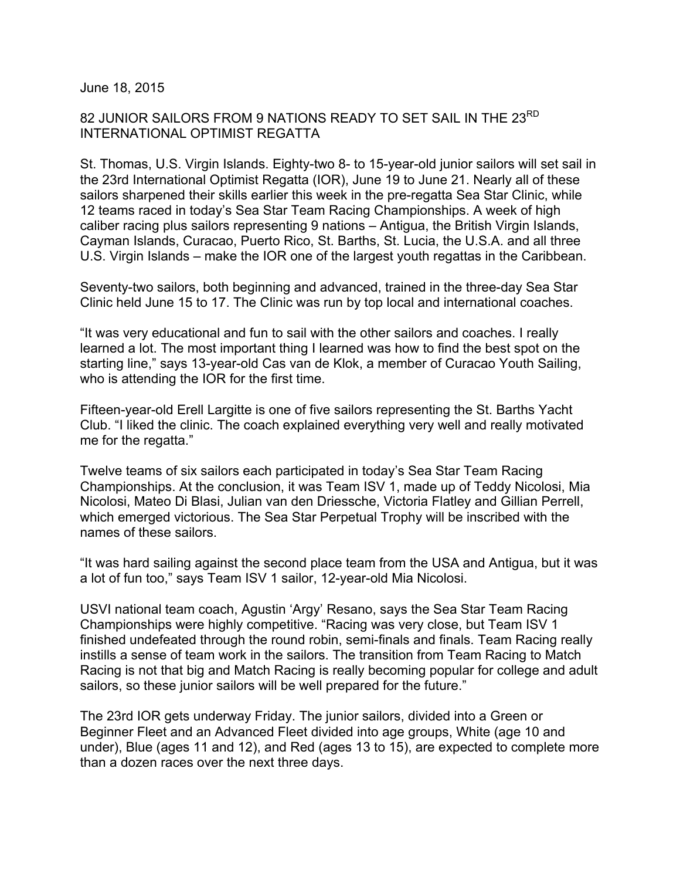June 18, 2015

# 82 JUNIOR SAILORS FROM 9 NATIONS READY TO SET SAIL IN THE 23RD INTERNATIONAL OPTIMIST REGATTA

St. Thomas, U.S. Virgin Islands. Eighty-two 8- to 15-year-old junior sailors will set sail in the 23rd International Optimist Regatta (IOR), June 19 to June 21. Nearly all of these sailors sharpened their skills earlier this week in the pre-regatta Sea Star Clinic, while 12 teams raced in today's Sea Star Team Racing Championships. A week of high caliber racing plus sailors representing 9 nations – Antigua, the British Virgin Islands, Cayman Islands, Curacao, Puerto Rico, St. Barths, St. Lucia, the U.S.A. and all three U.S. Virgin Islands – make the IOR one of the largest youth regattas in the Caribbean.

Seventy-two sailors, both beginning and advanced, trained in the three-day Sea Star Clinic held June 15 to 17. The Clinic was run by top local and international coaches.

"It was very educational and fun to sail with the other sailors and coaches. I really learned a lot. The most important thing I learned was how to find the best spot on the starting line," says 13-year-old Cas van de Klok, a member of Curacao Youth Sailing, who is attending the IOR for the first time.

Fifteen-year-old Erell Largitte is one of five sailors representing the St. Barths Yacht Club. "I liked the clinic. The coach explained everything very well and really motivated me for the regatta."

Twelve teams of six sailors each participated in today's Sea Star Team Racing Championships. At the conclusion, it was Team ISV 1, made up of Teddy Nicolosi, Mia Nicolosi, Mateo Di Blasi, Julian van den Driessche, Victoria Flatley and Gillian Perrell, which emerged victorious. The Sea Star Perpetual Trophy will be inscribed with the names of these sailors.

"It was hard sailing against the second place team from the USA and Antigua, but it was a lot of fun too," says Team ISV 1 sailor, 12-year-old Mia Nicolosi.

USVI national team coach, Agustin 'Argy' Resano, says the Sea Star Team Racing Championships were highly competitive. "Racing was very close, but Team ISV 1 finished undefeated through the round robin, semi-finals and finals. Team Racing really instills a sense of team work in the sailors. The transition from Team Racing to Match Racing is not that big and Match Racing is really becoming popular for college and adult sailors, so these junior sailors will be well prepared for the future."

The 23rd IOR gets underway Friday. The junior sailors, divided into a Green or Beginner Fleet and an Advanced Fleet divided into age groups, White (age 10 and under), Blue (ages 11 and 12), and Red (ages 13 to 15), are expected to complete more than a dozen races over the next three days.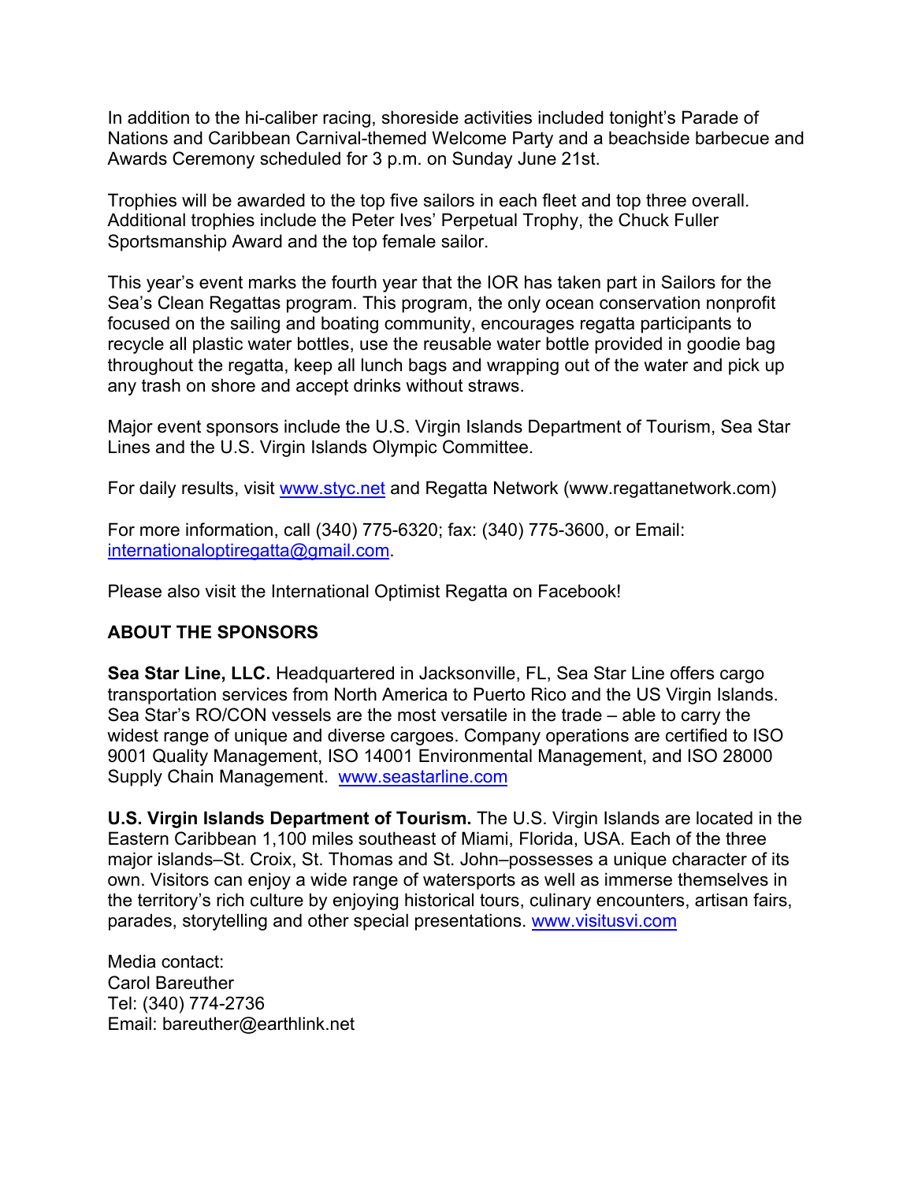In addition to the hi-caliber racing, shoreside activities included tonight's Parade of Nations and Caribbean Carnival-themed Welcome Party and a beachside barbecue and Awards Ceremony scheduled for 3 p.m. on Sunday June 21st.

Trophies will be awarded to the top five sailors in each fleet and top three overall. Additional trophies include the Peter Ives' Perpetual Trophy, the Chuck Fuller Sportsmanship Award and the top female sailor.

This year's event marks the fourth year that the IOR has taken part in Sailors for the Sea's Clean Regattas program. This program, the only ocean conservation nonprofit focused on the sailing and boating community, encourages regatta participants to recycle all plastic water bottles, use the reusable water bottle provided in goodie bag throughout the regatta, keep all lunch bags and wrapping out of the water and pick up any trash on shore and accept drinks without straws.

Major event sponsors include the U.S. Virgin Islands Department of Tourism, Sea Star Lines and the U.S. Virgin Islands Olympic Committee.

For daily results, visit www.styc.net and Regatta Network (www.regattanetwork.com)

For more information, call (340) 775-6320; fax: (340) 775-3600, or Email: internationaloptiregatta@gmail.com.

Please also visit the International Optimist Regatta on Facebook!

**ABOUT THE SPONSORS**

**Sea Star Line, LLC.** Headquartered in Jacksonville, FL, Sea Star Line offers cargo transportation services from North America to Puerto Rico and the US Virgin Islands. Sea Star's RO/CON vessels are the most versatile in the trade – able to carry the widest range of unique and diverse cargoes. Company operations are certified to ISO 9001 Quality Management, ISO 14001 Environmental Management, and ISO 28000 Supply Chain Management. www.seastarline.com

**U.S. Virgin Islands Department of Tourism.** The U.S. Virgin Islands are located in the Eastern Caribbean 1,100 miles southeast of Miami, Florida, USA. Each of the three major islands–St. Croix, St. Thomas and St. John–possesses a unique character of its own. Visitors can enjoy a wide range of watersports as well as immerse themselves in the territory's rich culture by enjoying historical tours, culinary encounters, artisan fairs, parades, storytelling and other special presentations. www.visitusvi.com

Media contact:
Carol Bareuther
Tel: (340) 774-2736
Email: bareuther@earthlink.net